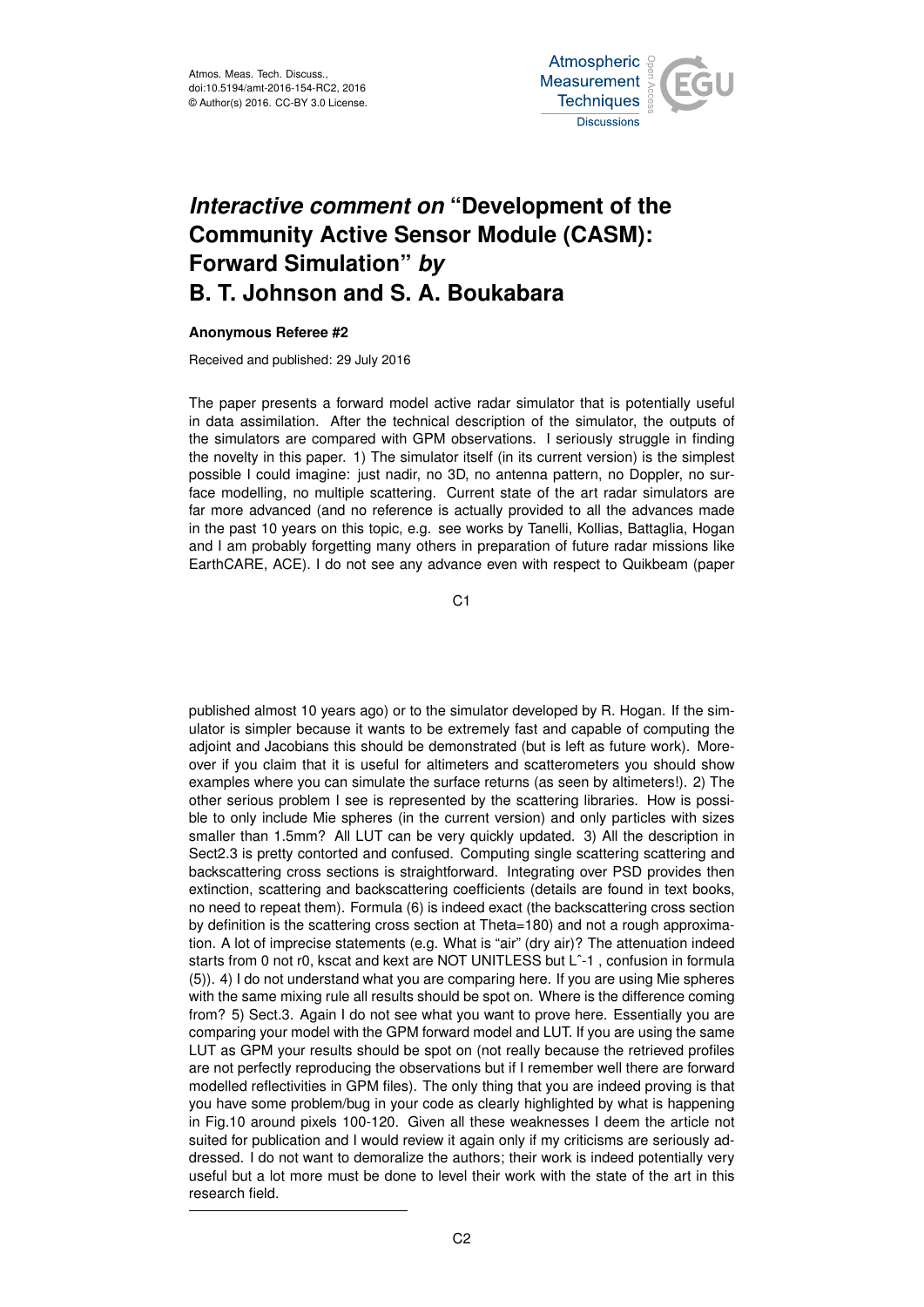# *Interactive comment on* "Development of the Community Active Sensor Module (CASM): Forward Simulation" *by* B. T. Johnson and S. A. Boukabara

**Anonymous Referee #2**

Received and published: 29 July 2016

The paper presents a forward model active radar simulator that is potentially useful in data assimilation. After the technical description of the simulator, the outputs of the simulators are compared with GPM observations. I seriously struggle in finding the novelty in this paper. 1) The simulator itself (in its current version) is the simplest possible I could imagine: just nadir, no 3D, no antenna pattern, no Doppler, no surface modelling, no multiple scattering. Current state of the art radar simulators are far more advanced (and no reference is actually provided to all the advances made in the past 10 years on this topic, e.g. see works by Tanelli, Kollias, Battaglia, Hogan and I am probably forgetting many others in preparation of future radar missions like EarthCARE, ACE). I do not see any advance even with respect to Quikbeam (paper published almost 10 years ago) or to the simulator developed by R. Hogan. If the simulator is simpler because it wants to be extremely fast and capable of computing the adjoint and Jacobians this should be demonstrated (but is left as future work). Moreover if you claim that it is useful for altimeters and scatterometers you should show examples where you can simulate the surface returns (as seen by altimeters!). 2) The other serious problem I see is represented by the scattering libraries. How is possible to only include Mie spheres (in the current version) and only particles with sizes smaller than 1.5mm? All LUT can be very quickly updated. 3) All the description in Sect2.3 is pretty contorted and confused. Computing single scattering scattering and backscattering cross sections is straightforward. Integrating over PSD provides then extinction, scattering and backscattering coefficients (details are found in text books, no need to repeat them). Formula (6) is indeed exact (the backscattering cross section by definition is the scattering cross section at Theta=180) and not a rough approximation. A lot of imprecise statements (e.g. What is "air" (dry air)? The attenuation indeed starts from 0 not r0, kscat and kext are NOT UNITLESS but L^-1 , confusion in formula (5)). 4) I do not understand what you are comparing here. If you are using Mie spheres with the same mixing rule all results should be spot on. Where is the difference coming from? 5) Sect.3. Again I do not see what you want to prove here. Essentially you are comparing your model with the GPM forward model and LUT. If you are using the same LUT as GPM your results should be spot on (not really because the retrieved profiles are not perfectly reproducing the observations but if I remember well there are forward modelled reflectivities in GPM files). The only thing that you are indeed proving is that you have some problem/bug in your code as clearly highlighted by what is happening in Fig.10 around pixels 100-120. Given all these weaknesses I deem the article not suited for publication and I would review it again only if my criticisms are seriously addressed. I do not want to demoralize the authors; their work is indeed potentially very useful but a lot more must be done to level their work with the state of the art in this research field.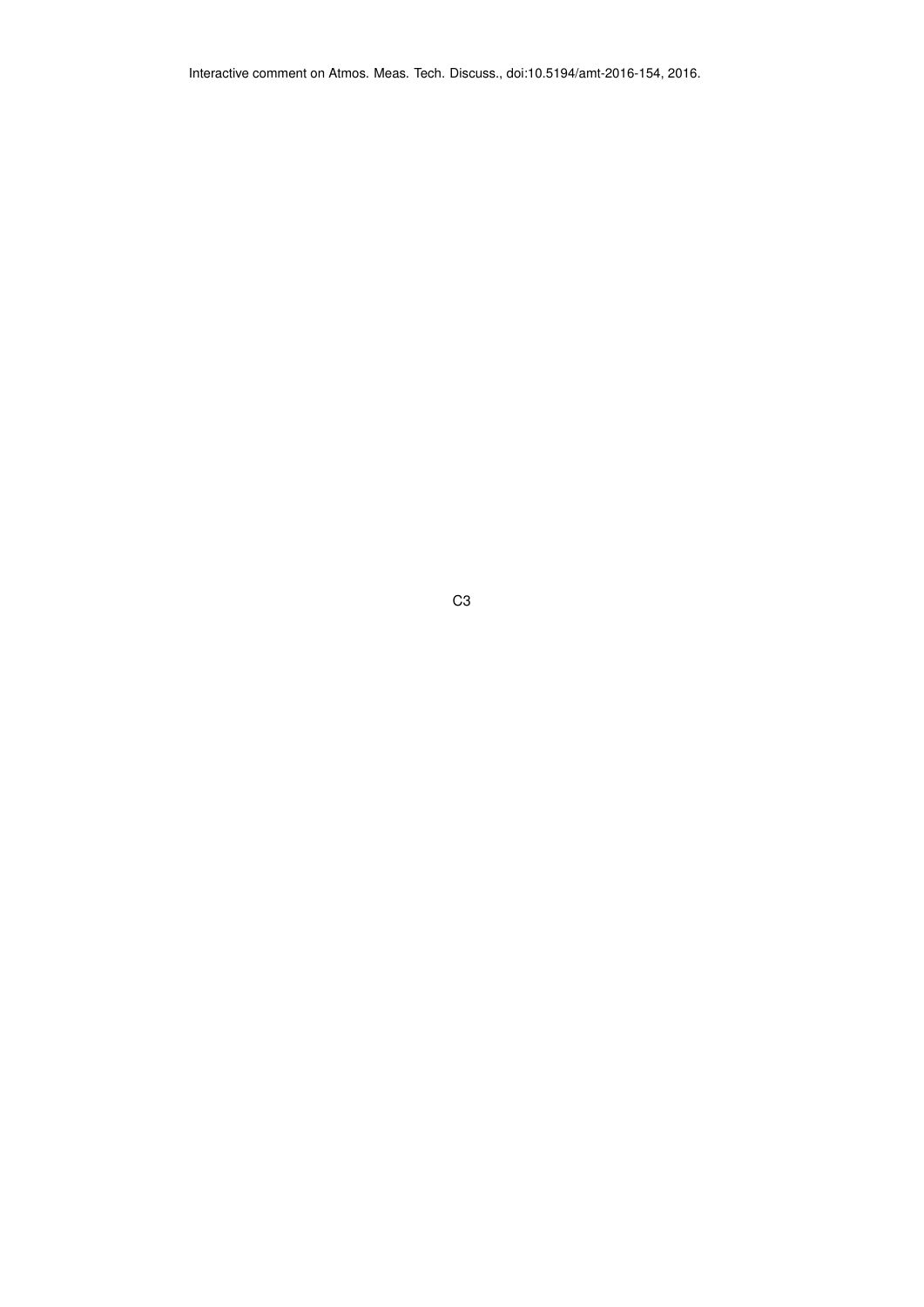Interactive comment on Atmos. Meas. Tech. Discuss., doi:10.5194/amt-2016-154, 2016.